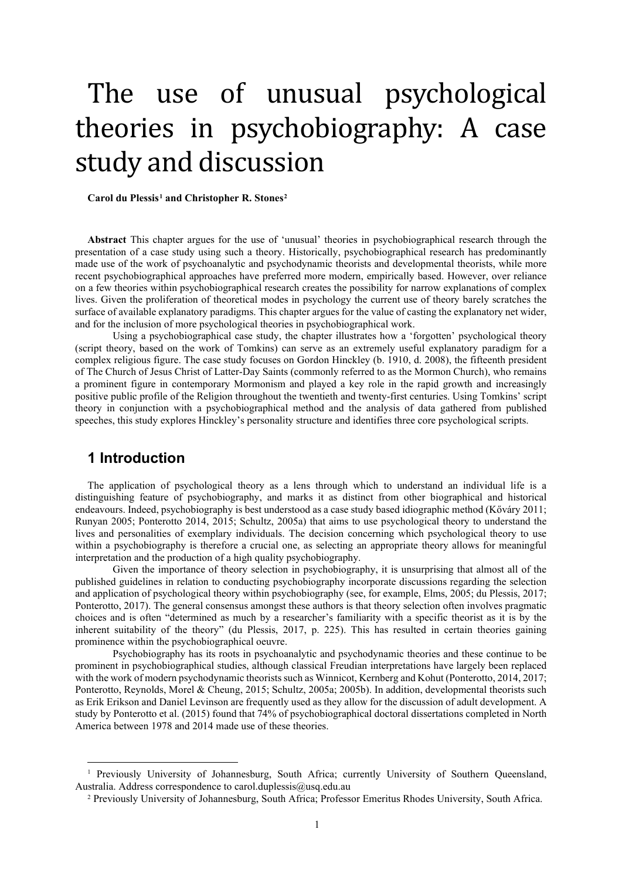# The use of unusual psychological theories in psychobiography: A case study and discussion

**Carol du Plessis[1] and Christopher R. Stones[2]**

**Abstract** This chapter argues for the use of 'unusual' theories in psychobiographical research through the presentation of a case study using such a theory. Historically, psychobiographical research has predominantly made use of the work of psychoanalytic and psychodynamic theorists and developmental theorists, while more recent psychobiographical approaches have preferred more modern, empirically based. However, over reliance on a few theories within psychobiographical research creates the possibility for narrow explanations of complex lives. Given the proliferation of theoretical modes in psychology the current use of theory barely scratches the surface of available explanatory paradigms. This chapter argues for the value of casting the explanatory net wider, and for the inclusion of more psychological theories in psychobiographical work.

Using a psychobiographical case study, the chapter illustrates how a 'forgotten' psychological theory (script theory, based on the work of Tomkins) can serve as an extremely useful explanatory paradigm for a complex religious figure. The case study focuses on Gordon Hinckley (b. 1910, d. 2008), the fifteenth president of The Church of Jesus Christ of Latter-Day Saints (commonly referred to as the Mormon Church), who remains a prominent figure in contemporary Mormonism and played a key role in the rapid growth and increasingly positive public profile of the Religion throughout the twentieth and twenty-first centuries. Using Tomkins' script theory in conjunction with a psychobiographical method and the analysis of data gathered from published speeches, this study explores Hinckley's personality structure and identifies three core psychological scripts.

## 1 Introduction

The application of psychological theory as a lens through which to understand an individual life is a distinguishing feature of psychobiography, and marks it as distinct from other biographical and historical endeavours. Indeed, psychobiography is best understood as a case study based idiographic method (Kőváry 2011; Runyan 2005; Ponterotto 2014, 2015; Schultz, 2005a) that aims to use psychological theory to understand the lives and personalities of exemplary individuals. The decision concerning which psychological theory to use within a psychobiography is therefore a crucial one, as selecting an appropriate theory allows for meaningful interpretation and the production of a high quality psychobiography.

Given the importance of theory selection in psychobiography, it is unsurprising that almost all of the published guidelines in relation to conducting psychobiography incorporate discussions regarding the selection and application of psychological theory within psychobiography (see, for example, Elms, 2005; du Plessis, 2017; Ponterotto, 2017). The general consensus amongst these authors is that theory selection often involves pragmatic choices and is often "determined as much by a researcher's familiarity with a specific theorist as it is by the inherent suitability of the theory" (du Plessis, 2017, p. 225). This has resulted in certain theories gaining prominence within the psychobiographical oeuvre.

Psychobiography has its roots in psychoanalytic and psychodynamic theories and these continue to be prominent in psychobiographical studies, although classical Freudian interpretations have largely been replaced with the work of modern psychodynamic theorists such as Winnicot, Kernberg and Kohut (Ponterotto, 2014, 2017; Ponterotto, Reynolds, Morel & Cheung, 2015; Schultz, 2005a; 2005b). In addition, developmental theorists such as Erik Erikson and Daniel Levinson are frequently used as they allow for the discussion of adult development. A study by Ponterotto et al. (2015) found that 74% of psychobiographical doctoral dissertations completed in North America between 1978 and 2014 made use of these theories.

---

[1] Previously University of Johannesburg, South Africa; currently University of Southern Queensland, Australia. Address correspondence to carol.duplessis@usq.edu.au

[2] Previously University of Johannesburg, South Africa; Professor Emeritus Rhodes University, South Africa.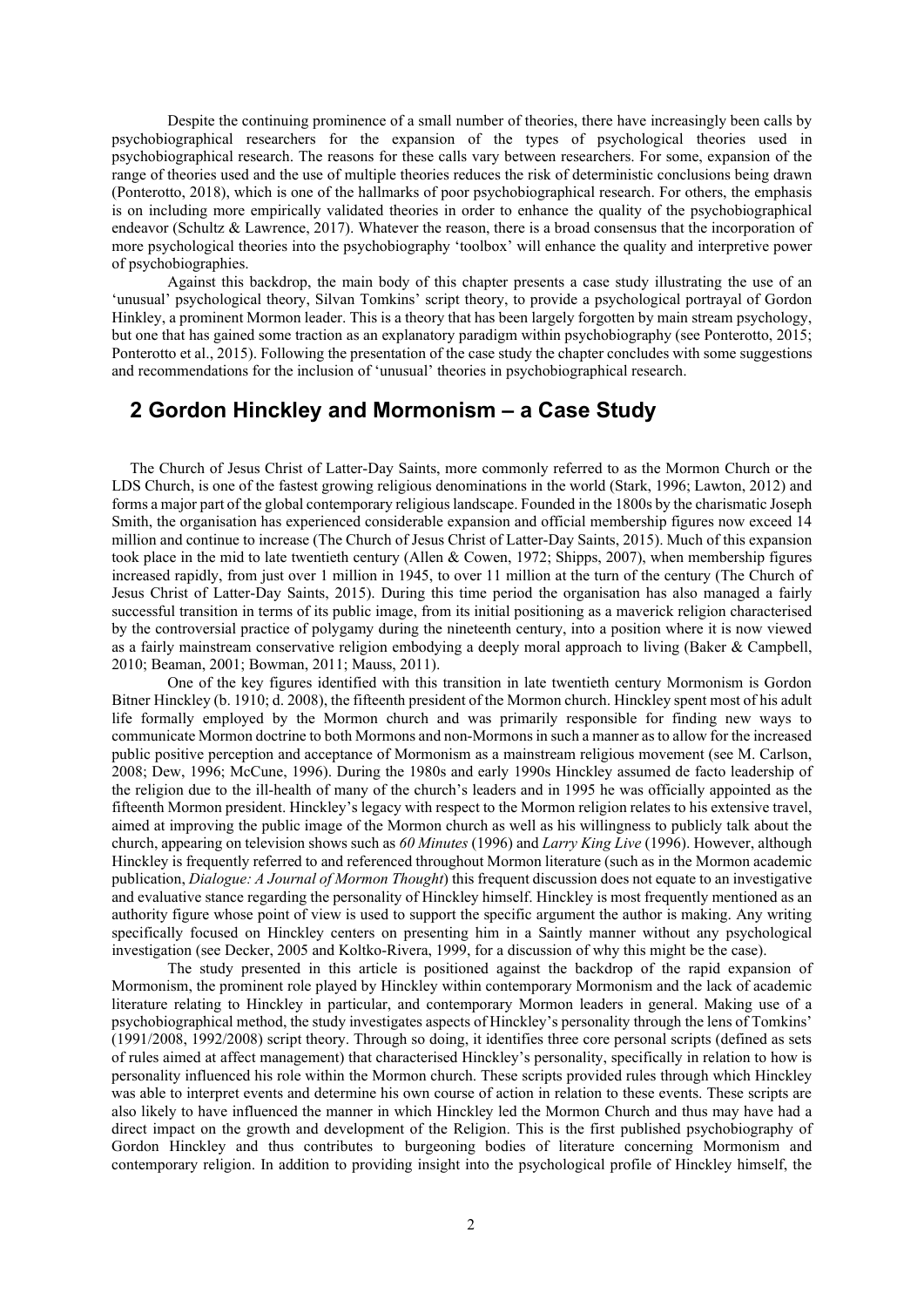Despite the continuing prominence of a small number of theories, there have increasingly been calls by psychobiographical researchers for the expansion of the types of psychological theories used in psychobiographical research. The reasons for these calls vary between researchers. For some, expansion of the range of theories used and the use of multiple theories reduces the risk of deterministic conclusions being drawn (Ponterotto, 2018), which is one of the hallmarks of poor psychobiographical research. For others, the emphasis is on including more empirically validated theories in order to enhance the quality of the psychobiographical endeavor (Schultz & Lawrence, 2017). Whatever the reason, there is a broad consensus that the incorporation of more psychological theories into the psychobiography 'toolbox' will enhance the quality and interpretive power of psychobiographies.

Against this backdrop, the main body of this chapter presents a case study illustrating the use of an 'unusual' psychological theory, Silvan Tomkins' script theory, to provide a psychological portrayal of Gordon Hinkley, a prominent Mormon leader. This is a theory that has been largely forgotten by main stream psychology, but one that has gained some traction as an explanatory paradigm within psychobiography (see Ponterotto, 2015; Ponterotto et al., 2015). Following the presentation of the case study the chapter concludes with some suggestions and recommendations for the inclusion of 'unusual' theories in psychobiographical research.

## 2 Gordon Hinckley and Mormonism – a Case Study

The Church of Jesus Christ of Latter-Day Saints, more commonly referred to as the Mormon Church or the LDS Church, is one of the fastest growing religious denominations in the world (Stark, 1996; Lawton, 2012) and forms a major part of the global contemporary religious landscape. Founded in the 1800s by the charismatic Joseph Smith, the organisation has experienced considerable expansion and official membership figures now exceed 14 million and continue to increase (The Church of Jesus Christ of Latter-Day Saints, 2015). Much of this expansion took place in the mid to late twentieth century (Allen & Cowen, 1972; Shipps, 2007), when membership figures increased rapidly, from just over 1 million in 1945, to over 11 million at the turn of the century (The Church of Jesus Christ of Latter-Day Saints, 2015). During this time period the organisation has also managed a fairly successful transition in terms of its public image, from its initial positioning as a maverick religion characterised by the controversial practice of polygamy during the nineteenth century, into a position where it is now viewed as a fairly mainstream conservative religion embodying a deeply moral approach to living (Baker & Campbell, 2010; Beaman, 2001; Bowman, 2011; Mauss, 2011).

One of the key figures identified with this transition in late twentieth century Mormonism is Gordon Bitner Hinckley (b. 1910; d. 2008), the fifteenth president of the Mormon church. Hinckley spent most of his adult life formally employed by the Mormon church and was primarily responsible for finding new ways to communicate Mormon doctrine to both Mormons and non-Mormons in such a manner as to allow for the increased public positive perception and acceptance of Mormonism as a mainstream religious movement (see M. Carlson, 2008; Dew, 1996; McCune, 1996). During the 1980s and early 1990s Hinckley assumed de facto leadership of the religion due to the ill-health of many of the church's leaders and in 1995 he was officially appointed as the fifteenth Mormon president. Hinckley's legacy with respect to the Mormon religion relates to his extensive travel, aimed at improving the public image of the Mormon church as well as his willingness to publicly talk about the church, appearing on television shows such as *60 Minutes* (1996) and *Larry King Live* (1996). However, although Hinckley is frequently referred to and referenced throughout Mormon literature (such as in the Mormon academic publication, *Dialogue: A Journal of Mormon Thought*) this frequent discussion does not equate to an investigative and evaluative stance regarding the personality of Hinckley himself. Hinckley is most frequently mentioned as an authority figure whose point of view is used to support the specific argument the author is making. Any writing specifically focused on Hinckley centers on presenting him in a Saintly manner without any psychological investigation (see Decker, 2005 and Koltko-Rivera, 1999, for a discussion of why this might be the case).

The study presented in this article is positioned against the backdrop of the rapid expansion of Mormonism, the prominent role played by Hinckley within contemporary Mormonism and the lack of academic literature relating to Hinckley in particular, and contemporary Mormon leaders in general. Making use of a psychobiographical method, the study investigates aspects of Hinckley's personality through the lens of Tomkins' (1991/2008, 1992/2008) script theory. Through so doing, it identifies three core personal scripts (defined as sets of rules aimed at affect management) that characterised Hinckley's personality, specifically in relation to how is personality influenced his role within the Mormon church. These scripts provided rules through which Hinckley was able to interpret events and determine his own course of action in relation to these events. These scripts are also likely to have influenced the manner in which Hinckley led the Mormon Church and thus may have had a direct impact on the growth and development of the Religion. This is the first published psychobiography of Gordon Hinckley and thus contributes to burgeoning bodies of literature concerning Mormonism and contemporary religion. In addition to providing insight into the psychological profile of Hinckley himself, the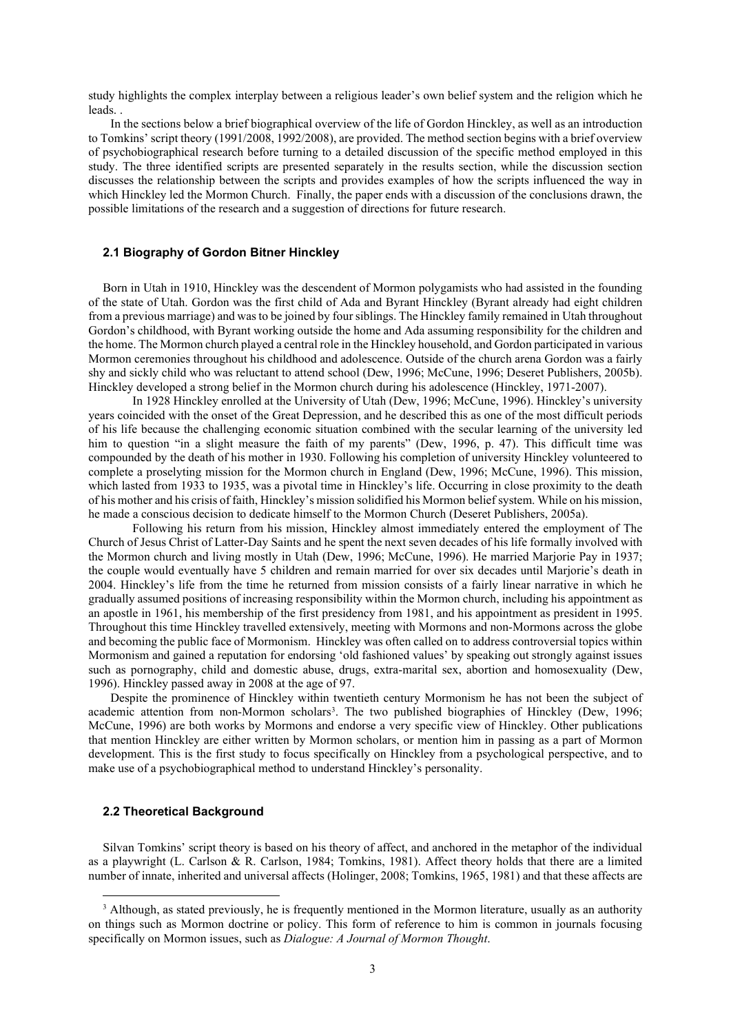study highlights the complex interplay between a religious leader's own belief system and the religion which he leads. .

In the sections below a brief biographical overview of the life of Gordon Hinckley, as well as an introduction to Tomkins' script theory (1991/2008, 1992/2008), are provided. The method section begins with a brief overview of psychobiographical research before turning to a detailed discussion of the specific method employed in this study. The three identified scripts are presented separately in the results section, while the discussion section discusses the relationship between the scripts and provides examples of how the scripts influenced the way in which Hinckley led the Mormon Church. Finally, the paper ends with a discussion of the conclusions drawn, the possible limitations of the research and a suggestion of directions for future research.

### 2.1 Biography of Gordon Bitner Hinckley

Born in Utah in 1910, Hinckley was the descendent of Mormon polygamists who had assisted in the founding of the state of Utah. Gordon was the first child of Ada and Byrant Hinckley (Byrant already had eight children from a previous marriage) and was to be joined by four siblings. The Hinckley family remained in Utah throughout Gordon's childhood, with Byrant working outside the home and Ada assuming responsibility for the children and the home. The Mormon church played a central role in the Hinckley household, and Gordon participated in various Mormon ceremonies throughout his childhood and adolescence. Outside of the church arena Gordon was a fairly shy and sickly child who was reluctant to attend school (Dew, 1996; McCune, 1996; Deseret Publishers, 2005b). Hinckley developed a strong belief in the Mormon church during his adolescence (Hinckley, 1971-2007).

In 1928 Hinckley enrolled at the University of Utah (Dew, 1996; McCune, 1996). Hinckley's university years coincided with the onset of the Great Depression, and he described this as one of the most difficult periods of his life because the challenging economic situation combined with the secular learning of the university led him to question "in a slight measure the faith of my parents" (Dew, 1996, p. 47). This difficult time was compounded by the death of his mother in 1930. Following his completion of university Hinckley volunteered to complete a proselyting mission for the Mormon church in England (Dew, 1996; McCune, 1996). This mission, which lasted from 1933 to 1935, was a pivotal time in Hinckley's life. Occurring in close proximity to the death of his mother and his crisis of faith, Hinckley's mission solidified his Mormon belief system. While on his mission, he made a conscious decision to dedicate himself to the Mormon Church (Deseret Publishers, 2005a).

Following his return from his mission, Hinckley almost immediately entered the employment of The Church of Jesus Christ of Latter-Day Saints and he spent the next seven decades of his life formally involved with the Mormon church and living mostly in Utah (Dew, 1996; McCune, 1996). He married Marjorie Pay in 1937; the couple would eventually have 5 children and remain married for over six decades until Marjorie's death in 2004. Hinckley's life from the time he returned from mission consists of a fairly linear narrative in which he gradually assumed positions of increasing responsibility within the Mormon church, including his appointment as an apostle in 1961, his membership of the first presidency from 1981, and his appointment as president in 1995. Throughout this time Hinckley travelled extensively, meeting with Mormons and non-Mormons across the globe and becoming the public face of Mormonism. Hinckley was often called on to address controversial topics within Mormonism and gained a reputation for endorsing 'old fashioned values' by speaking out strongly against issues such as pornography, child and domestic abuse, drugs, extra-marital sex, abortion and homosexuality (Dew, 1996). Hinckley passed away in 2008 at the age of 97.

Despite the prominence of Hinckley within twentieth century Mormonism he has not been the subject of academic attention from non-Mormon scholars[3]. The two published biographies of Hinckley (Dew, 1996; McCune, 1996) are both works by Mormons and endorse a very specific view of Hinckley. Other publications that mention Hinckley are either written by Mormon scholars, or mention him in passing as a part of Mormon development. This is the first study to focus specifically on Hinckley from a psychological perspective, and to make use of a psychobiographical method to understand Hinckley's personality.

### 2.2 Theoretical Background

Silvan Tomkins' script theory is based on his theory of affect, and anchored in the metaphor of the individual as a playwright (L. Carlson & R. Carlson, 1984; Tomkins, 1981). Affect theory holds that there are a limited number of innate, inherited and universal affects (Holinger, 2008; Tomkins, 1965, 1981) and that these affects are

[3] Although, as stated previously, he is frequently mentioned in the Mormon literature, usually as an authority on things such as Mormon doctrine or policy. This form of reference to him is common in journals focusing specifically on Mormon issues, such as *Dialogue: A Journal of Mormon Thought*.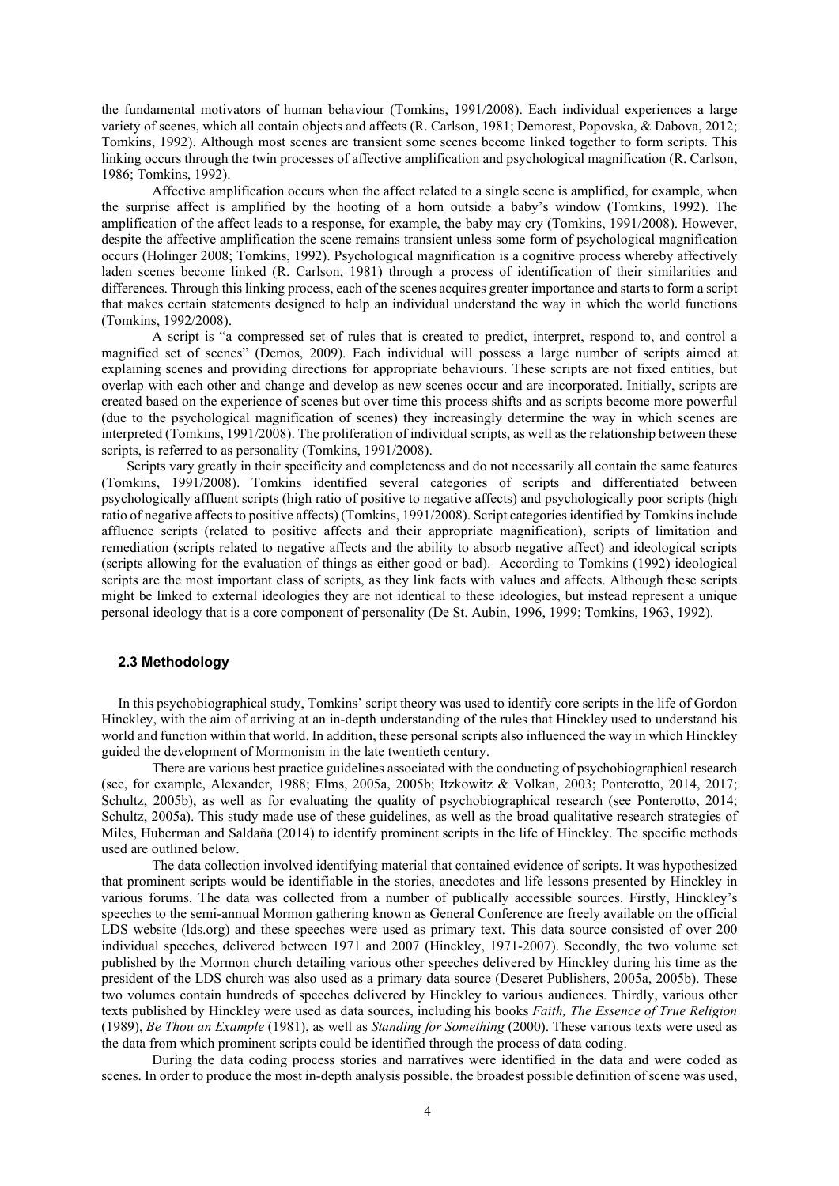the fundamental motivators of human behaviour (Tomkins, 1991/2008). Each individual experiences a large variety of scenes, which all contain objects and affects (R. Carlson, 1981; Demorest, Popovska, & Dabova, 2012; Tomkins, 1992). Although most scenes are transient some scenes become linked together to form scripts. This linking occurs through the twin processes of affective amplification and psychological magnification (R. Carlson, 1986; Tomkins, 1992).

Affective amplification occurs when the affect related to a single scene is amplified, for example, when the surprise affect is amplified by the hooting of a horn outside a baby's window (Tomkins, 1992). The amplification of the affect leads to a response, for example, the baby may cry (Tomkins, 1991/2008). However, despite the affective amplification the scene remains transient unless some form of psychological magnification occurs (Holinger 2008; Tomkins, 1992). Psychological magnification is a cognitive process whereby affectively laden scenes become linked (R. Carlson, 1981) through a process of identification of their similarities and differences. Through this linking process, each of the scenes acquires greater importance and starts to form a script that makes certain statements designed to help an individual understand the way in which the world functions (Tomkins, 1992/2008).

A script is "a compressed set of rules that is created to predict, interpret, respond to, and control a magnified set of scenes" (Demos, 2009). Each individual will possess a large number of scripts aimed at explaining scenes and providing directions for appropriate behaviours. These scripts are not fixed entities, but overlap with each other and change and develop as new scenes occur and are incorporated. Initially, scripts are created based on the experience of scenes but over time this process shifts and as scripts become more powerful (due to the psychological magnification of scenes) they increasingly determine the way in which scenes are interpreted (Tomkins, 1991/2008). The proliferation of individual scripts, as well as the relationship between these scripts, is referred to as personality (Tomkins, 1991/2008).

Scripts vary greatly in their specificity and completeness and do not necessarily all contain the same features (Tomkins, 1991/2008). Tomkins identified several categories of scripts and differentiated between psychologically affluent scripts (high ratio of positive to negative affects) and psychologically poor scripts (high ratio of negative affects to positive affects) (Tomkins, 1991/2008). Script categories identified by Tomkins include affluence scripts (related to positive affects and their appropriate magnification), scripts of limitation and remediation (scripts related to negative affects and the ability to absorb negative affect) and ideological scripts (scripts allowing for the evaluation of things as either good or bad). According to Tomkins (1992) ideological scripts are the most important class of scripts, as they link facts with values and affects. Although these scripts might be linked to external ideologies they are not identical to these ideologies, but instead represent a unique personal ideology that is a core component of personality (De St. Aubin, 1996, 1999; Tomkins, 1963, 1992).

### 2.3 Methodology

In this psychobiographical study, Tomkins' script theory was used to identify core scripts in the life of Gordon Hinckley, with the aim of arriving at an in-depth understanding of the rules that Hinckley used to understand his world and function within that world. In addition, these personal scripts also influenced the way in which Hinckley guided the development of Mormonism in the late twentieth century.

There are various best practice guidelines associated with the conducting of psychobiographical research (see, for example, Alexander, 1988; Elms, 2005a, 2005b; Itzkowitz & Volkan, 2003; Ponterotto, 2014, 2017; Schultz, 2005b), as well as for evaluating the quality of psychobiographical research (see Ponterotto, 2014; Schultz, 2005a). This study made use of these guidelines, as well as the broad qualitative research strategies of Miles, Huberman and Saldaña (2014) to identify prominent scripts in the life of Hinckley. The specific methods used are outlined below.

The data collection involved identifying material that contained evidence of scripts. It was hypothesized that prominent scripts would be identifiable in the stories, anecdotes and life lessons presented by Hinckley in various forums. The data was collected from a number of publically accessible sources. Firstly, Hinckley's speeches to the semi-annual Mormon gathering known as General Conference are freely available on the official LDS website (lds.org) and these speeches were used as primary text. This data source consisted of over 200 individual speeches, delivered between 1971 and 2007 (Hinckley, 1971-2007). Secondly, the two volume set published by the Mormon church detailing various other speeches delivered by Hinckley during his time as the president of the LDS church was also used as a primary data source (Deseret Publishers, 2005a, 2005b). These two volumes contain hundreds of speeches delivered by Hinckley to various audiences. Thirdly, various other texts published by Hinckley were used as data sources, including his books *Faith, The Essence of True Religion* (1989), *Be Thou an Example* (1981), as well as *Standing for Something* (2000). These various texts were used as the data from which prominent scripts could be identified through the process of data coding.

During the data coding process stories and narratives were identified in the data and were coded as scenes. In order to produce the most in-depth analysis possible, the broadest possible definition of scene was used,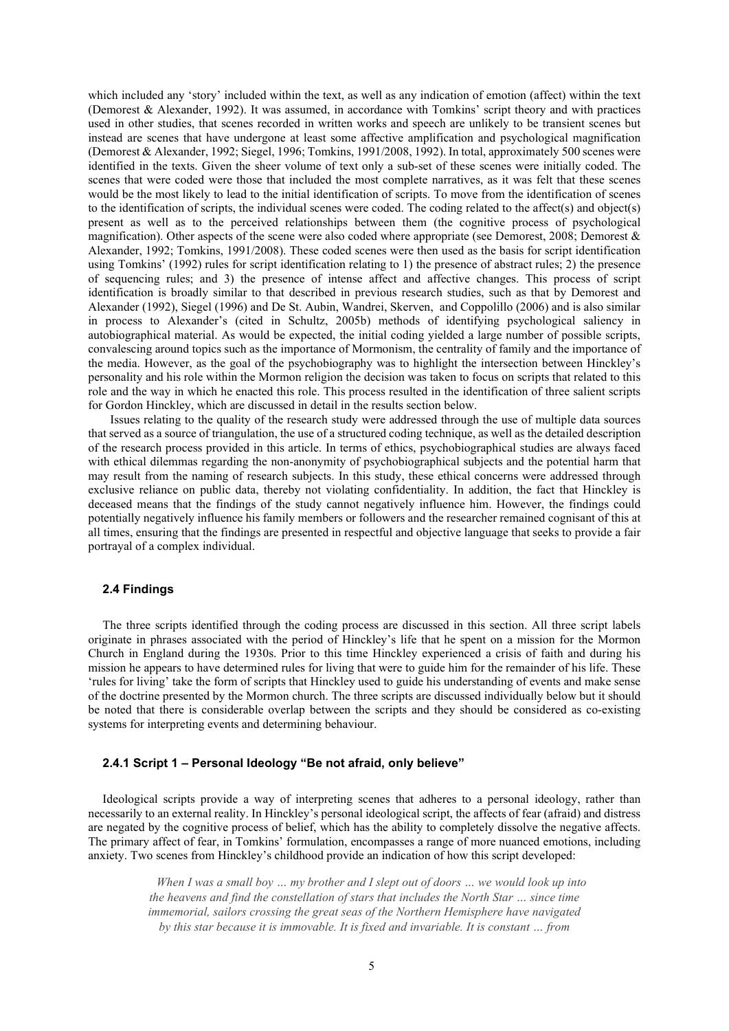which included any 'story' included within the text, as well as any indication of emotion (affect) within the text (Demorest & Alexander, 1992). It was assumed, in accordance with Tomkins' script theory and with practices used in other studies, that scenes recorded in written works and speech are unlikely to be transient scenes but instead are scenes that have undergone at least some affective amplification and psychological magnification (Demorest & Alexander, 1992; Siegel, 1996; Tomkins, 1991/2008, 1992). In total, approximately 500 scenes were identified in the texts. Given the sheer volume of text only a sub-set of these scenes were initially coded. The scenes that were coded were those that included the most complete narratives, as it was felt that these scenes would be the most likely to lead to the initial identification of scripts. To move from the identification of scenes to the identification of scripts, the individual scenes were coded. The coding related to the affect(s) and object(s) present as well as to the perceived relationships between them (the cognitive process of psychological magnification). Other aspects of the scene were also coded where appropriate (see Demorest, 2008; Demorest & Alexander, 1992; Tomkins, 1991/2008). These coded scenes were then used as the basis for script identification using Tomkins' (1992) rules for script identification relating to 1) the presence of abstract rules; 2) the presence of sequencing rules; and 3) the presence of intense affect and affective changes. This process of script identification is broadly similar to that described in previous research studies, such as that by Demorest and Alexander (1992), Siegel (1996) and De St. Aubin, Wandrei, Skerven, and Coppolillo (2006) and is also similar in process to Alexander's (cited in Schultz, 2005b) methods of identifying psychological saliency in autobiographical material. As would be expected, the initial coding yielded a large number of possible scripts, convalescing around topics such as the importance of Mormonism, the centrality of family and the importance of the media. However, as the goal of the psychobiography was to highlight the intersection between Hinckley's personality and his role within the Mormon religion the decision was taken to focus on scripts that related to this role and the way in which he enacted this role. This process resulted in the identification of three salient scripts for Gordon Hinckley, which are discussed in detail in the results section below.

Issues relating to the quality of the research study were addressed through the use of multiple data sources that served as a source of triangulation, the use of a structured coding technique, as well as the detailed description of the research process provided in this article. In terms of ethics, psychobiographical studies are always faced with ethical dilemmas regarding the non-anonymity of psychobiographical subjects and the potential harm that may result from the naming of research subjects. In this study, these ethical concerns were addressed through exclusive reliance on public data, thereby not violating confidentiality. In addition, the fact that Hinckley is deceased means that the findings of the study cannot negatively influence him. However, the findings could potentially negatively influence his family members or followers and the researcher remained cognisant of this at all times, ensuring that the findings are presented in respectful and objective language that seeks to provide a fair portrayal of a complex individual.

### 2.4 Findings

The three scripts identified through the coding process are discussed in this section. All three script labels originate in phrases associated with the period of Hinckley's life that he spent on a mission for the Mormon Church in England during the 1930s. Prior to this time Hinckley experienced a crisis of faith and during his mission he appears to have determined rules for living that were to guide him for the remainder of his life. These 'rules for living' take the form of scripts that Hinckley used to guide his understanding of events and make sense of the doctrine presented by the Mormon church. The three scripts are discussed individually below but it should be noted that there is considerable overlap between the scripts and they should be considered as co-existing systems for interpreting events and determining behaviour.

#### 2.4.1 Script 1 – Personal Ideology "Be not afraid, only believe"

Ideological scripts provide a way of interpreting scenes that adheres to a personal ideology, rather than necessarily to an external reality. In Hinckley's personal ideological script, the affects of fear (afraid) and distress are negated by the cognitive process of belief, which has the ability to completely dissolve the negative affects. The primary affect of fear, in Tomkins' formulation, encompasses a range of more nuanced emotions, including anxiety. Two scenes from Hinckley's childhood provide an indication of how this script developed:

> *When I was a small boy … my brother and I slept out of doors … we would look up into the heavens and find the constellation of stars that includes the North Star … since time immemorial, sailors crossing the great seas of the Northern Hemisphere have navigated by this star because it is immovable. It is fixed and invariable. It is constant … from*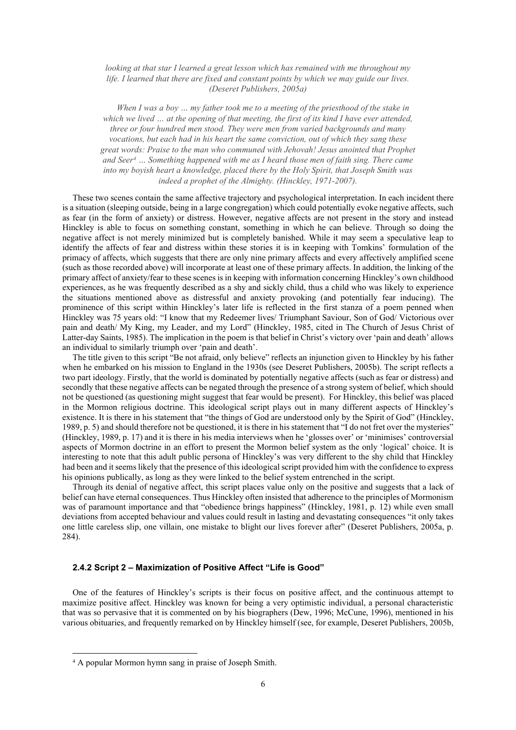*looking at that star I learned a great lesson which has remained with me throughout my life. I learned that there are fixed and constant points by which we may guide our lives. (Deseret Publishers, 2005a)*

*When I was a boy … my father took me to a meeting of the priesthood of the stake in which we lived … at the opening of that meeting, the first of its kind I have ever attended, three or four hundred men stood. They were men from varied backgrounds and many vocations, but each had in his heart the same conviction, out of which they sang these great words: Praise to the man who communed with Jehovah! Jesus anointed that Prophet and Seer[4] … Something happened with me as I heard those men of faith sing. There came into my boyish heart a knowledge, placed there by the Holy Spirit, that Joseph Smith was indeed a prophet of the Almighty. (Hinckley, 1971-2007).*

These two scenes contain the same affective trajectory and psychological interpretation. In each incident there is a situation (sleeping outside, being in a large congregation) which could potentially evoke negative affects, such as fear (in the form of anxiety) or distress. However, negative affects are not present in the story and instead Hinckley is able to focus on something constant, something in which he can believe. Through so doing the negative affect is not merely minimized but is completely banished. While it may seem a speculative leap to identify the affects of fear and distress within these stories it is in keeping with Tomkins' formulation of the primacy of affects, which suggests that there are only nine primary affects and every affectively amplified scene (such as those recorded above) will incorporate at least one of these primary affects. In addition, the linking of the primary affect of anxiety/fear to these scenes is in keeping with information concerning Hinckley's own childhood experiences, as he was frequently described as a shy and sickly child, thus a child who was likely to experience the situations mentioned above as distressful and anxiety provoking (and potentially fear inducing). The prominence of this script within Hinckley's later life is reflected in the first stanza of a poem penned when Hinckley was 75 years old: "I know that my Redeemer lives/ Triumphant Saviour, Son of God/ Victorious over pain and death/ My King, my Leader, and my Lord" (Hinckley, 1985, cited in The Church of Jesus Christ of Latter-day Saints, 1985). The implication in the poem is that belief in Christ's victory over 'pain and death' allows an individual to similarly triumph over 'pain and death'.

The title given to this script "Be not afraid, only believe" reflects an injunction given to Hinckley by his father when he embarked on his mission to England in the 1930s (see Deseret Publishers, 2005b). The script reflects a two part ideology. Firstly, that the world is dominated by potentially negative affects (such as fear or distress) and secondly that these negative affects can be negated through the presence of a strong system of belief, which should not be questioned (as questioning might suggest that fear would be present). For Hinckley, this belief was placed in the Mormon religious doctrine. This ideological script plays out in many different aspects of Hinckley's existence. It is there in his statement that "the things of God are understood only by the Spirit of God" (Hinckley, 1989, p. 5) and should therefore not be questioned, it is there in his statement that "I do not fret over the mysteries" (Hinckley, 1989, p. 17) and it is there in his media interviews when he 'glosses over' or 'minimises' controversial aspects of Mormon doctrine in an effort to present the Mormon belief system as the only 'logical' choice. It is interesting to note that this adult public persona of Hinckley's was very different to the shy child that Hinckley had been and it seems likely that the presence of this ideological script provided him with the confidence to express his opinions publically, as long as they were linked to the belief system entrenched in the script.

Through its denial of negative affect, this script places value only on the positive and suggests that a lack of belief can have eternal consequences. Thus Hinckley often insisted that adherence to the principles of Mormonism was of paramount importance and that "obedience brings happiness" (Hinckley, 1981, p. 12) while even small deviations from accepted behaviour and values could result in lasting and devastating consequences "it only takes one little careless slip, one villain, one mistake to blight our lives forever after" (Deseret Publishers, 2005a, p. 284).

#### 2.4.2 Script 2 – Maximization of Positive Affect "Life is Good"

One of the features of Hinckley's scripts is their focus on positive affect, and the continuous attempt to maximize positive affect. Hinckley was known for being a very optimistic individual, a personal characteristic that was so pervasive that it is commented on by his biographers (Dew, 1996; McCune, 1996), mentioned in his various obituaries, and frequently remarked on by Hinckley himself (see, for example, Deseret Publishers, 2005b,

---

[4] A popular Mormon hymn sang in praise of Joseph Smith.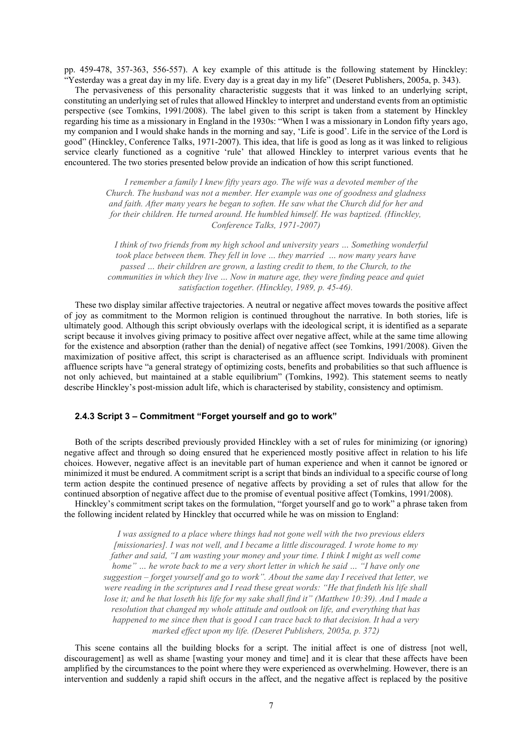pp. 459-478, 357-363, 556-557). A key example of this attitude is the following statement by Hinckley: "Yesterday was a great day in my life. Every day is a great day in my life" (Deseret Publishers, 2005a, p. 343).

The pervasiveness of this personality characteristic suggests that it was linked to an underlying script, constituting an underlying set of rules that allowed Hinckley to interpret and understand events from an optimistic perspective (see Tomkins, 1991/2008). The label given to this script is taken from a statement by Hinckley regarding his time as a missionary in England in the 1930s: "When I was a missionary in London fifty years ago, my companion and I would shake hands in the morning and say, 'Life is good'. Life in the service of the Lord is good" (Hinckley, Conference Talks, 1971-2007). This idea, that life is good as long as it was linked to religious service clearly functioned as a cognitive 'rule' that allowed Hinckley to interpret various events that he encountered. The two stories presented below provide an indication of how this script functioned.

> *I remember a family I knew fifty years ago. The wife was a devoted member of the Church. The husband was not a member. Her example was one of goodness and gladness and faith. After many years he began to soften. He saw what the Church did for her and for their children. He turned around. He humbled himself. He was baptized. (Hinckley, Conference Talks, 1971-2007)*

> *I think of two friends from my high school and university years … Something wonderful took place between them. They fell in love … they married … now many years have passed … their children are grown, a lasting credit to them, to the Church, to the communities in which they live … Now in mature age, they were finding peace and quiet satisfaction together. (Hinckley, 1989, p. 45-46).*

These two display similar affective trajectories. A neutral or negative affect moves towards the positive affect of joy as commitment to the Mormon religion is continued throughout the narrative. In both stories, life is ultimately good. Although this script obviously overlaps with the ideological script, it is identified as a separate script because it involves giving primacy to positive affect over negative affect, while at the same time allowing for the existence and absorption (rather than the denial) of negative affect (see Tomkins, 1991/2008). Given the maximization of positive affect, this script is characterised as an affluence script. Individuals with prominent affluence scripts have "a general strategy of optimizing costs, benefits and probabilities so that such affluence is not only achieved, but maintained at a stable equilibrium" (Tomkins, 1992). This statement seems to neatly describe Hinckley's post-mission adult life, which is characterised by stability, consistency and optimism.

### 2.4.3 Script 3 – Commitment "Forget yourself and go to work"

Both of the scripts described previously provided Hinckley with a set of rules for minimizing (or ignoring) negative affect and through so doing ensured that he experienced mostly positive affect in relation to his life choices. However, negative affect is an inevitable part of human experience and when it cannot be ignored or minimized it must be endured. A commitment script is a script that binds an individual to a specific course of long term action despite the continued presence of negative affects by providing a set of rules that allow for the continued absorption of negative affect due to the promise of eventual positive affect (Tomkins, 1991/2008).

Hinckley's commitment script takes on the formulation, "forget yourself and go to work" a phrase taken from the following incident related by Hinckley that occurred while he was on mission to England:

> *I was assigned to a place where things had not gone well with the two previous elders [missionaries]. I was not well, and I became a little discouraged. I wrote home to my father and said, "I am wasting your money and your time. I think I might as well come home" … he wrote back to me a very short letter in which he said … "I have only one suggestion – forget yourself and go to work". About the same day I received that letter, we were reading in the scriptures and I read these great words: "He that findeth his life shall lose it; and he that loseth his life for my sake shall find it" (Matthew 10:39). And I made a resolution that changed my whole attitude and outlook on life, and everything that has happened to me since then that is good I can trace back to that decision. It had a very marked effect upon my life. (Deseret Publishers, 2005a, p. 372)*

This scene contains all the building blocks for a script. The initial affect is one of distress [not well, discouragement] as well as shame [wasting your money and time] and it is clear that these affects have been amplified by the circumstances to the point where they were experienced as overwhelming. However, there is an intervention and suddenly a rapid shift occurs in the affect, and the negative affect is replaced by the positive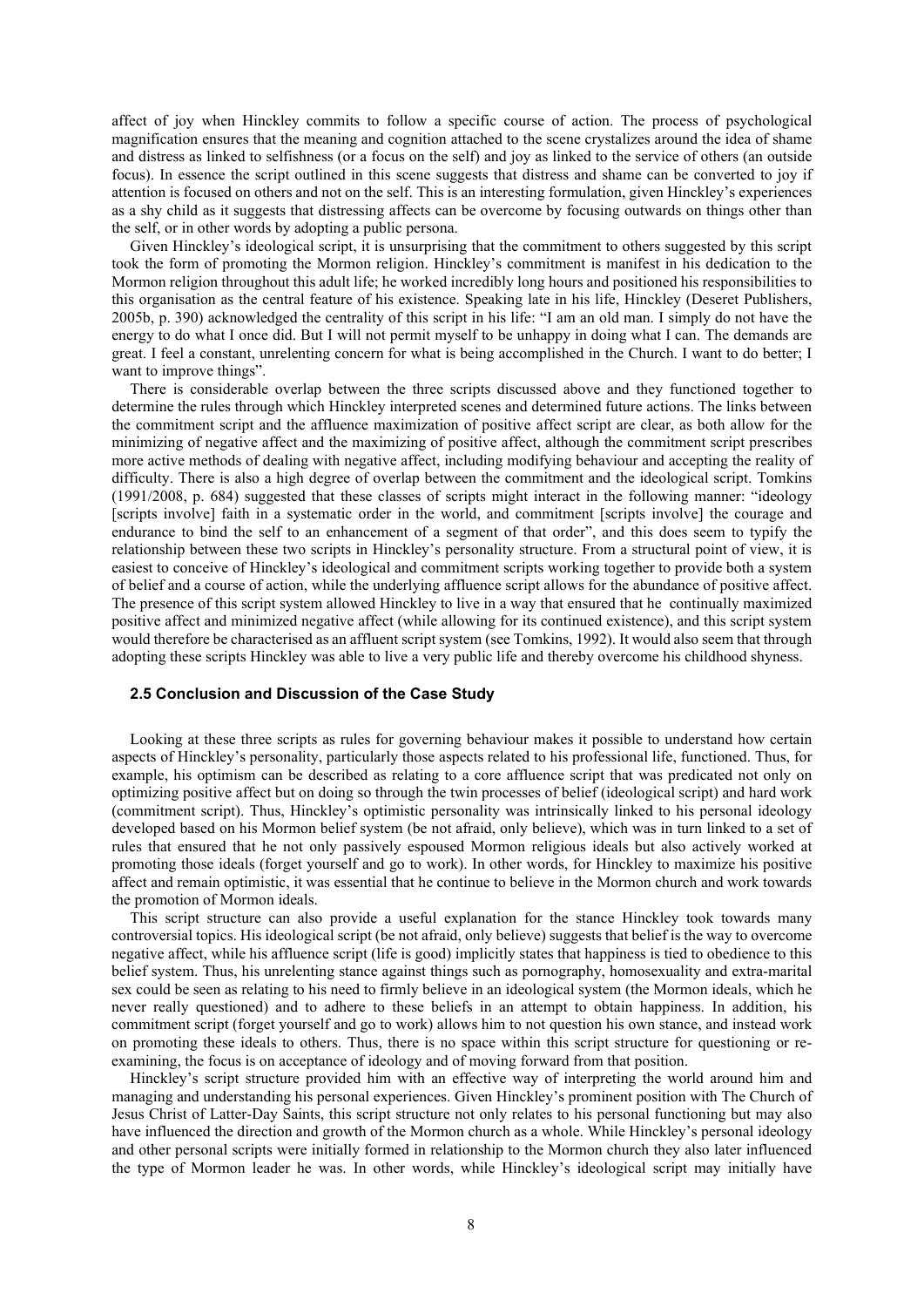affect of joy when Hinckley commits to follow a specific course of action. The process of psychological magnification ensures that the meaning and cognition attached to the scene crystalizes around the idea of shame and distress as linked to selfishness (or a focus on the self) and joy as linked to the service of others (an outside focus). In essence the script outlined in this scene suggests that distress and shame can be converted to joy if attention is focused on others and not on the self. This is an interesting formulation, given Hinckley's experiences as a shy child as it suggests that distressing affects can be overcome by focusing outwards on things other than the self, or in other words by adopting a public persona.

Given Hinckley's ideological script, it is unsurprising that the commitment to others suggested by this script took the form of promoting the Mormon religion. Hinckley's commitment is manifest in his dedication to the Mormon religion throughout this adult life; he worked incredibly long hours and positioned his responsibilities to this organisation as the central feature of his existence. Speaking late in his life, Hinckley (Deseret Publishers, 2005b, p. 390) acknowledged the centrality of this script in his life: "I am an old man. I simply do not have the energy to do what I once did. But I will not permit myself to be unhappy in doing what I can. The demands are great. I feel a constant, unrelenting concern for what is being accomplished in the Church. I want to do better; I want to improve things".

There is considerable overlap between the three scripts discussed above and they functioned together to determine the rules through which Hinckley interpreted scenes and determined future actions. The links between the commitment script and the affluence maximization of positive affect script are clear, as both allow for the minimizing of negative affect and the maximizing of positive affect, although the commitment script prescribes more active methods of dealing with negative affect, including modifying behaviour and accepting the reality of difficulty. There is also a high degree of overlap between the commitment and the ideological script. Tomkins (1991/2008, p. 684) suggested that these classes of scripts might interact in the following manner: "ideology [scripts involve] faith in a systematic order in the world, and commitment [scripts involve] the courage and endurance to bind the self to an enhancement of a segment of that order", and this does seem to typify the relationship between these two scripts in Hinckley's personality structure. From a structural point of view, it is easiest to conceive of Hinckley's ideological and commitment scripts working together to provide both a system of belief and a course of action, while the underlying affluence script allows for the abundance of positive affect. The presence of this script system allowed Hinckley to live in a way that ensured that he continually maximized positive affect and minimized negative affect (while allowing for its continued existence), and this script system would therefore be characterised as an affluent script system (see Tomkins, 1992). It would also seem that through adopting these scripts Hinckley was able to live a very public life and thereby overcome his childhood shyness.

### 2.5 Conclusion and Discussion of the Case Study

Looking at these three scripts as rules for governing behaviour makes it possible to understand how certain aspects of Hinckley's personality, particularly those aspects related to his professional life, functioned. Thus, for example, his optimism can be described as relating to a core affluence script that was predicated not only on optimizing positive affect but on doing so through the twin processes of belief (ideological script) and hard work (commitment script). Thus, Hinckley's optimistic personality was intrinsically linked to his personal ideology developed based on his Mormon belief system (be not afraid, only believe), which was in turn linked to a set of rules that ensured that he not only passively espoused Mormon religious ideals but also actively worked at promoting those ideals (forget yourself and go to work). In other words, for Hinckley to maximize his positive affect and remain optimistic, it was essential that he continue to believe in the Mormon church and work towards the promotion of Mormon ideals.

This script structure can also provide a useful explanation for the stance Hinckley took towards many controversial topics. His ideological script (be not afraid, only believe) suggests that belief is the way to overcome negative affect, while his affluence script (life is good) implicitly states that happiness is tied to obedience to this belief system. Thus, his unrelenting stance against things such as pornography, homosexuality and extra-marital sex could be seen as relating to his need to firmly believe in an ideological system (the Mormon ideals, which he never really questioned) and to adhere to these beliefs in an attempt to obtain happiness. In addition, his commitment script (forget yourself and go to work) allows him to not question his own stance, and instead work on promoting these ideals to others. Thus, there is no space within this script structure for questioning or re-examining, the focus is on acceptance of ideology and of moving forward from that position.

Hinckley's script structure provided him with an effective way of interpreting the world around him and managing and understanding his personal experiences. Given Hinckley's prominent position with The Church of Jesus Christ of Latter-Day Saints, this script structure not only relates to his personal functioning but may also have influenced the direction and growth of the Mormon church as a whole. While Hinckley's personal ideology and other personal scripts were initially formed in relationship to the Mormon church they also later influenced the type of Mormon leader he was. In other words, while Hinckley's ideological script may initially have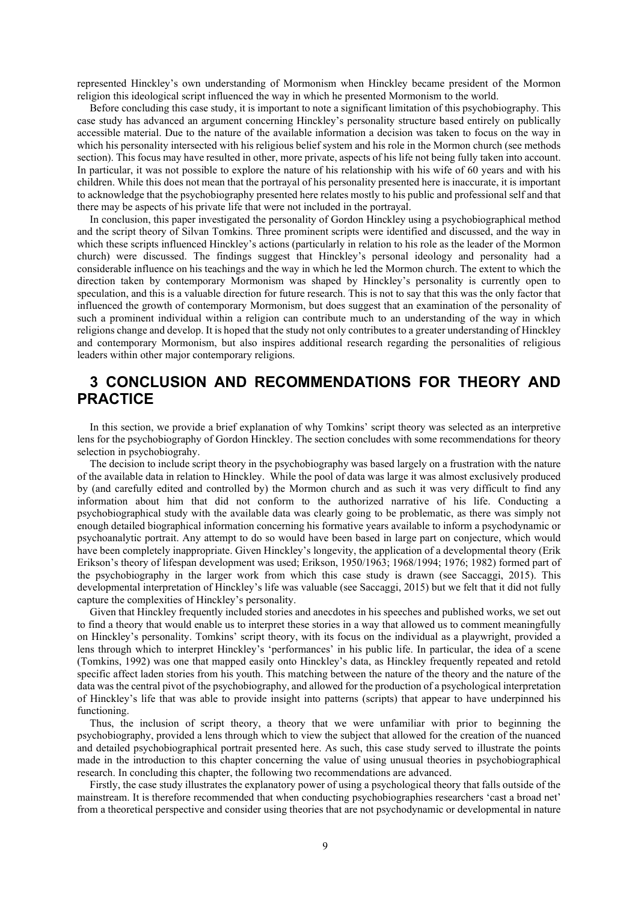represented Hinckley's own understanding of Mormonism when Hinckley became president of the Mormon religion this ideological script influenced the way in which he presented Mormonism to the world.

Before concluding this case study, it is important to note a significant limitation of this psychobiography. This case study has advanced an argument concerning Hinckley's personality structure based entirely on publically accessible material. Due to the nature of the available information a decision was taken to focus on the way in which his personality intersected with his religious belief system and his role in the Mormon church (see methods section). This focus may have resulted in other, more private, aspects of his life not being fully taken into account. In particular, it was not possible to explore the nature of his relationship with his wife of 60 years and with his children. While this does not mean that the portrayal of his personality presented here is inaccurate, it is important to acknowledge that the psychobiography presented here relates mostly to his public and professional self and that there may be aspects of his private life that were not included in the portrayal.

In conclusion, this paper investigated the personality of Gordon Hinckley using a psychobiographical method and the script theory of Silvan Tomkins. Three prominent scripts were identified and discussed, and the way in which these scripts influenced Hinckley's actions (particularly in relation to his role as the leader of the Mormon church) were discussed. The findings suggest that Hinckley's personal ideology and personality had a considerable influence on his teachings and the way in which he led the Mormon church. The extent to which the direction taken by contemporary Mormonism was shaped by Hinckley's personality is currently open to speculation, and this is a valuable direction for future research. This is not to say that this was the only factor that influenced the growth of contemporary Mormonism, but does suggest that an examination of the personality of such a prominent individual within a religion can contribute much to an understanding of the way in which religions change and develop. It is hoped that the study not only contributes to a greater understanding of Hinckley and contemporary Mormonism, but also inspires additional research regarding the personalities of religious leaders within other major contemporary religions.

# 3 CONCLUSION AND RECOMMENDATIONS FOR THEORY AND PRACTICE

In this section, we provide a brief explanation of why Tomkins' script theory was selected as an interpretive lens for the psychobiography of Gordon Hinckley. The section concludes with some recommendations for theory selection in psychobiograhy.

The decision to include script theory in the psychobiography was based largely on a frustration with the nature of the available data in relation to Hinckley. While the pool of data was large it was almost exclusively produced by (and carefully edited and controlled by) the Mormon church and as such it was very difficult to find any information about him that did not conform to the authorized narrative of his life. Conducting a psychobiographical study with the available data was clearly going to be problematic, as there was simply not enough detailed biographical information concerning his formative years available to inform a psychodynamic or psychoanalytic portrait. Any attempt to do so would have been based in large part on conjecture, which would have been completely inappropriate. Given Hinckley's longevity, the application of a developmental theory (Erik Erikson's theory of lifespan development was used; Erikson, 1950/1963; 1968/1994; 1976; 1982) formed part of the psychobiography in the larger work from which this case study is drawn (see Saccaggi, 2015). This developmental interpretation of Hinckley's life was valuable (see Saccaggi, 2015) but we felt that it did not fully capture the complexities of Hinckley's personality.

Given that Hinckley frequently included stories and anecdotes in his speeches and published works, we set out to find a theory that would enable us to interpret these stories in a way that allowed us to comment meaningfully on Hinckley's personality. Tomkins' script theory, with its focus on the individual as a playwright, provided a lens through which to interpret Hinckley's 'performances' in his public life. In particular, the idea of a scene (Tomkins, 1992) was one that mapped easily onto Hinckley's data, as Hinckley frequently repeated and retold specific affect laden stories from his youth. This matching between the nature of the theory and the nature of the data was the central pivot of the psychobiography, and allowed for the production of a psychological interpretation of Hinckley's life that was able to provide insight into patterns (scripts) that appear to have underpinned his functioning.

Thus, the inclusion of script theory, a theory that we were unfamiliar with prior to beginning the psychobiography, provided a lens through which to view the subject that allowed for the creation of the nuanced and detailed psychobiographical portrait presented here. As such, this case study served to illustrate the points made in the introduction to this chapter concerning the value of using unusual theories in psychobiographical research. In concluding this chapter, the following two recommendations are advanced.

Firstly, the case study illustrates the explanatory power of using a psychological theory that falls outside of the mainstream. It is therefore recommended that when conducting psychobiographies researchers 'cast a broad net' from a theoretical perspective and consider using theories that are not psychodynamic or developmental in nature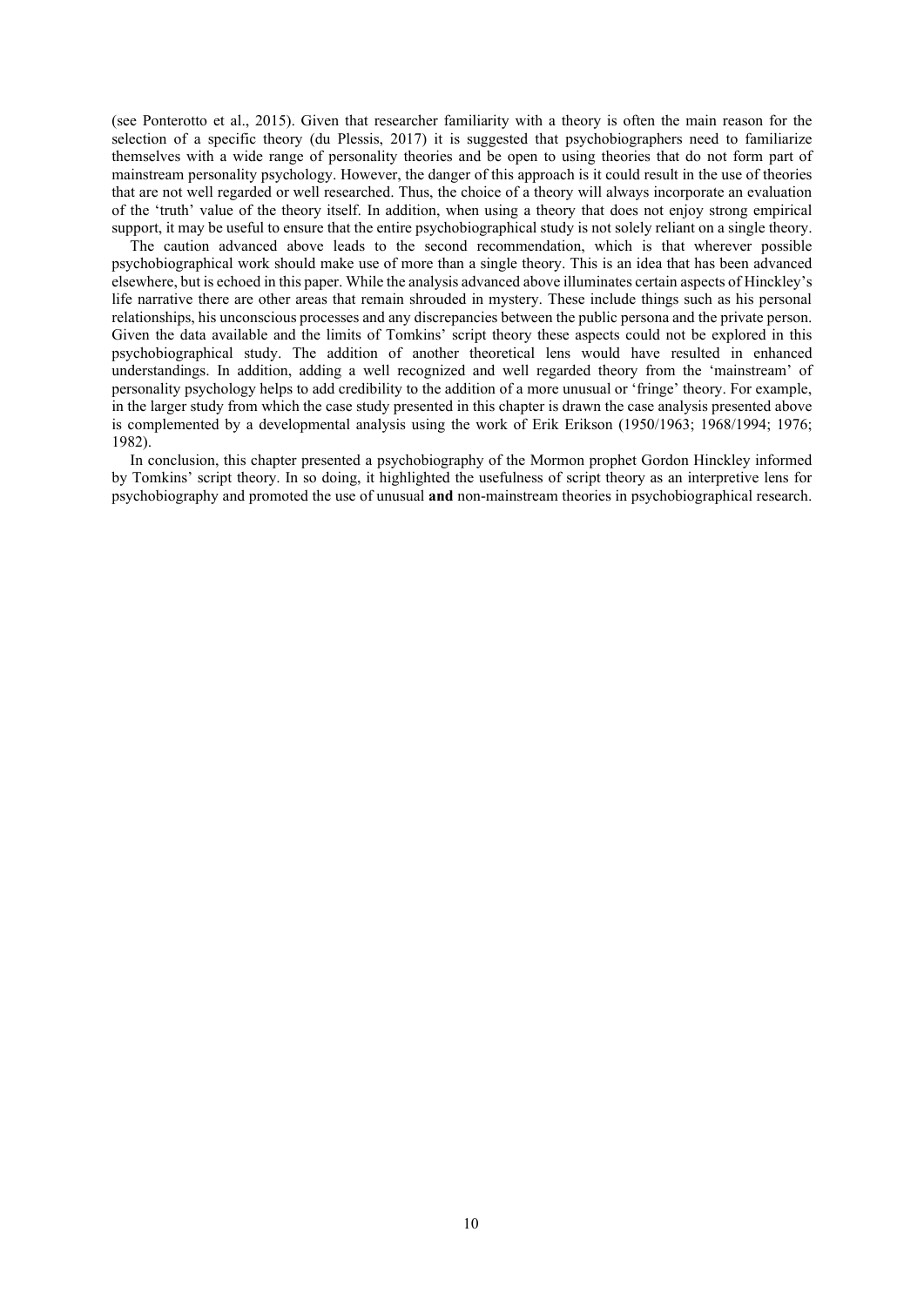(see Ponterotto et al., 2015). Given that researcher familiarity with a theory is often the main reason for the selection of a specific theory (du Plessis, 2017) it is suggested that psychobiographers need to familiarize themselves with a wide range of personality theories and be open to using theories that do not form part of mainstream personality psychology. However, the danger of this approach is it could result in the use of theories that are not well regarded or well researched. Thus, the choice of a theory will always incorporate an evaluation of the 'truth' value of the theory itself. In addition, when using a theory that does not enjoy strong empirical support, it may be useful to ensure that the entire psychobiographical study is not solely reliant on a single theory.

The caution advanced above leads to the second recommendation, which is that wherever possible psychobiographical work should make use of more than a single theory. This is an idea that has been advanced elsewhere, but is echoed in this paper. While the analysis advanced above illuminates certain aspects of Hinckley's life narrative there are other areas that remain shrouded in mystery. These include things such as his personal relationships, his unconscious processes and any discrepancies between the public persona and the private person. Given the data available and the limits of Tomkins' script theory these aspects could not be explored in this psychobiographical study. The addition of another theoretical lens would have resulted in enhanced understandings. In addition, adding a well recognized and well regarded theory from the 'mainstream' of personality psychology helps to add credibility to the addition of a more unusual or 'fringe' theory. For example, in the larger study from which the case study presented in this chapter is drawn the case analysis presented above is complemented by a developmental analysis using the work of Erik Erikson (1950/1963; 1968/1994; 1976; 1982).

In conclusion, this chapter presented a psychobiography of the Mormon prophet Gordon Hinckley informed by Tomkins' script theory. In so doing, it highlighted the usefulness of script theory as an interpretive lens for psychobiography and promoted the use of unusual **and** non-mainstream theories in psychobiographical research.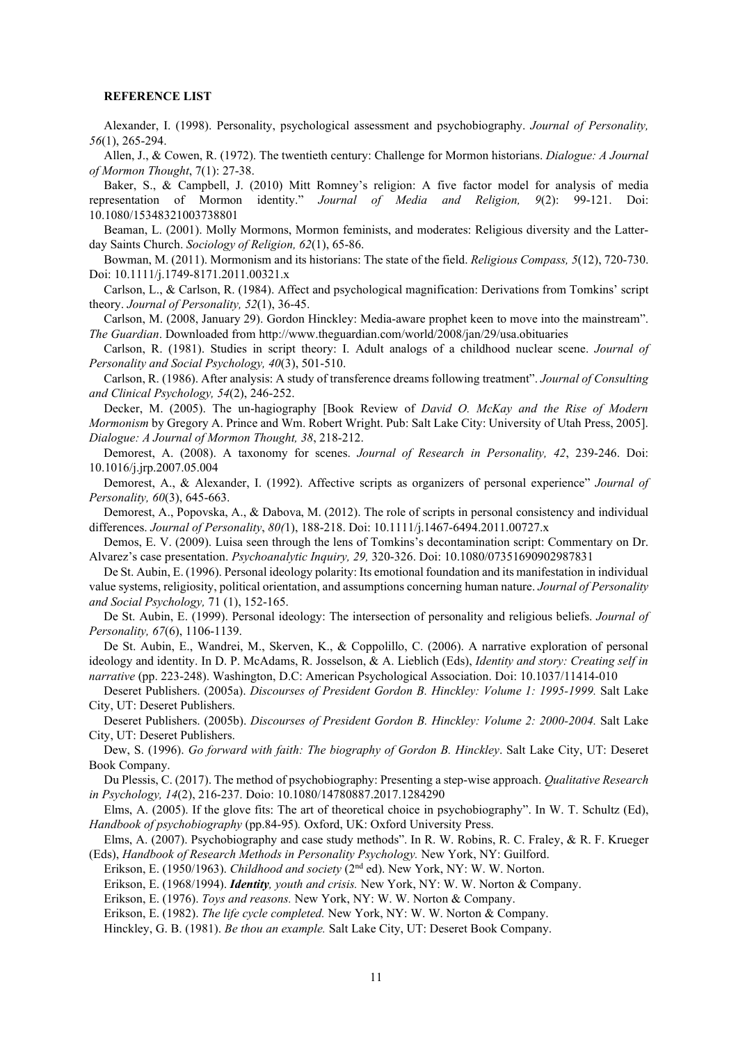**REFERENCE LIST**

Alexander, I. (1998). Personality, psychological assessment and psychobiography. *Journal of Personality, 56*(1), 265-294.

Allen, J., & Cowen, R. (1972). The twentieth century: Challenge for Mormon historians. *Dialogue: A Journal of Mormon Thought*, 7(1): 27-38.

Baker, S., & Campbell, J. (2010) Mitt Romney's religion: A five factor model for analysis of media representation of Mormon identity." *Journal of Media and Religion, 9*(2): 99-121. Doi: 10.1080/15348321003738801

Beaman, L. (2001). Molly Mormons, Mormon feminists, and moderates: Religious diversity and the Latter-day Saints Church. *Sociology of Religion, 62*(1), 65-86.

Bowman, M. (2011). Mormonism and its historians: The state of the field. *Religious Compass, 5*(12), 720-730. Doi: 10.1111/j.1749-8171.2011.00321.x

Carlson, L., & Carlson, R. (1984). Affect and psychological magnification: Derivations from Tomkins' script theory. *Journal of Personality, 52*(1), 36-45.

Carlson, M. (2008, January 29). Gordon Hinckley: Media-aware prophet keen to move into the mainstream". *The Guardian*. Downloaded from http://www.theguardian.com/world/2008/jan/29/usa.obituaries

Carlson, R. (1981). Studies in script theory: I. Adult analogs of a childhood nuclear scene. *Journal of Personality and Social Psychology, 40*(3), 501-510.

Carlson, R. (1986). After analysis: A study of transference dreams following treatment". *Journal of Consulting and Clinical Psychology, 54*(2), 246-252.

Decker, M. (2005). The un-hagiography [Book Review of *David O. McKay and the Rise of Modern Mormonism* by Gregory A. Prince and Wm. Robert Wright. Pub: Salt Lake City: University of Utah Press, 2005]. *Dialogue: A Journal of Mormon Thought, 38*, 218-212.

Demorest, A. (2008). A taxonomy for scenes. *Journal of Research in Personality, 42*, 239-246. Doi: 10.1016/j.jrp.2007.05.004

Demorest, A., & Alexander, I. (1992). Affective scripts as organizers of personal experience" *Journal of Personality, 60*(3), 645-663.

Demorest, A., Popovska, A., & Dabova, M. (2012). The role of scripts in personal consistency and individual differences. *Journal of Personality*, *80(*1), 188-218. Doi: 10.1111/j.1467-6494.2011.00727.x

Demos, E. V. (2009). Luisa seen through the lens of Tomkins's decontamination script: Commentary on Dr. Alvarez's case presentation. *Psychoanalytic Inquiry, 29,* 320-326. Doi: 10.1080/07351690902987831

De St. Aubin, E. (1996). Personal ideology polarity: Its emotional foundation and its manifestation in individual value systems, religiosity, political orientation, and assumptions concerning human nature. *Journal of Personality and Social Psychology,* 71 (1), 152-165.

De St. Aubin, E. (1999). Personal ideology: The intersection of personality and religious beliefs. *Journal of Personality, 67*(6), 1106-1139.

De St. Aubin, E., Wandrei, M., Skerven, K., & Coppolillo, C. (2006). A narrative exploration of personal ideology and identity. In D. P. McAdams, R. Josselson, & A. Lieblich (Eds), *Identity and story: Creating self in narrative* (pp. 223-248). Washington, D.C: American Psychological Association. Doi: 10.1037/11414-010

Deseret Publishers. (2005a). *Discourses of President Gordon B. Hinckley: Volume 1: 1995-1999.* Salt Lake City, UT: Deseret Publishers.

Deseret Publishers. (2005b). *Discourses of President Gordon B. Hinckley: Volume 2: 2000-2004.* Salt Lake City, UT: Deseret Publishers.

Dew, S. (1996). *Go forward with faith: The biography of Gordon B. Hinckley*. Salt Lake City, UT: Deseret Book Company.

Du Plessis, C. (2017). The method of psychobiography: Presenting a step-wise approach. *Qualitative Research in Psychology, 14*(2), 216-237. Doio: 10.1080/14780887.2017.1284290

Elms, A. (2005). If the glove fits: The art of theoretical choice in psychobiography". In W. T. Schultz (Ed), *Handbook of psychobiography* (pp.84-95)*.* Oxford, UK: Oxford University Press.

Elms, A. (2007). Psychobiography and case study methods". In R. W. Robins, R. C. Fraley, & R. F. Krueger (Eds), *Handbook of Research Methods in Personality Psychology.* New York, NY: Guilford.

Erikson, E. (1950/1963). *Childhood and society* (2nd ed). New York, NY: W. W. Norton.

Erikson, E. (1968/1994). ***Identity****, youth and crisis.* New York, NY: W. W. Norton & Company.

Erikson, E. (1976). *Toys and reasons.* New York, NY: W. W. Norton & Company.

Erikson, E. (1982). *The life cycle completed.* New York, NY: W. W. Norton & Company.

Hinckley, G. B. (1981). *Be thou an example.* Salt Lake City, UT: Deseret Book Company.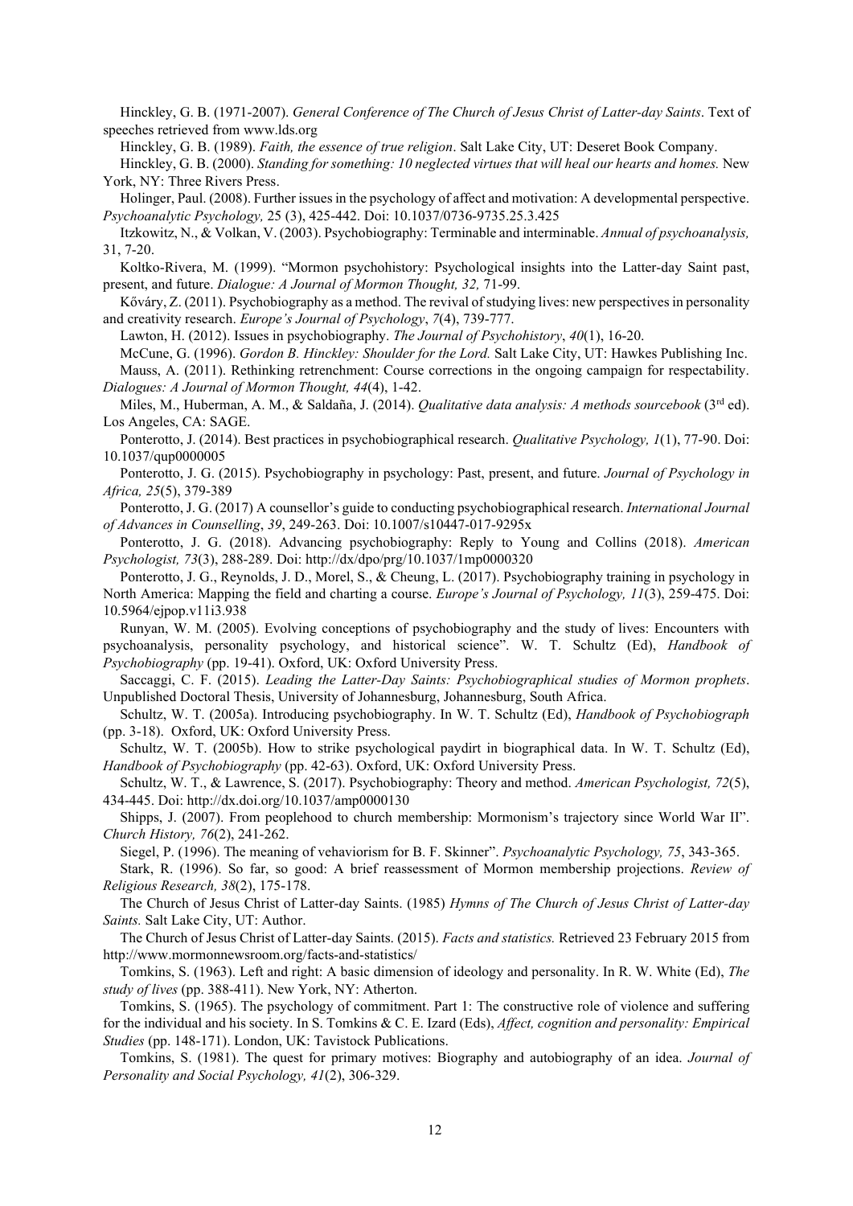Hinckley, G. B. (1971-2007). *General Conference of The Church of Jesus Christ of Latter-day Saints*. Text of speeches retrieved from www.lds.org

Hinckley, G. B. (1989). *Faith, the essence of true religion*. Salt Lake City, UT: Deseret Book Company.

Hinckley, G. B. (2000). *Standing for something: 10 neglected virtues that will heal our hearts and homes.* New York, NY: Three Rivers Press.

Holinger, Paul. (2008). Further issues in the psychology of affect and motivation: A developmental perspective. *Psychoanalytic Psychology,* 25 (3), 425-442. Doi: 10.1037/0736-9735.25.3.425

Itzkowitz, N., & Volkan, V. (2003). Psychobiography: Terminable and interminable. *Annual of psychoanalysis,* 31, 7-20.

Koltko-Rivera, M. (1999). "Mormon psychohistory: Psychological insights into the Latter-day Saint past, present, and future. *Dialogue: A Journal of Mormon Thought, 32,* 71-99.

Kőváry, Z. (2011). Psychobiography as a method. The revival of studying lives: new perspectives in personality and creativity research. *Europe's Journal of Psychology*, *7*(4), 739-777.

Lawton, H. (2012). Issues in psychobiography. *The Journal of Psychohistory*, *40*(1), 16-20.

McCune, G. (1996). *Gordon B. Hinckley: Shoulder for the Lord.* Salt Lake City, UT: Hawkes Publishing Inc.

Mauss, A. (2011). Rethinking retrenchment: Course corrections in the ongoing campaign for respectability. *Dialogues: A Journal of Mormon Thought, 44*(4), 1-42.

Miles, M., Huberman, A. M., & Saldaña, J. (2014). *Qualitative data analysis: A methods sourcebook* (3rd ed). Los Angeles, CA: SAGE.

Ponterotto, J. (2014). Best practices in psychobiographical research. *Qualitative Psychology, 1*(1), 77-90. Doi: 10.1037/qup0000005

Ponterotto, J. G. (2015). Psychobiography in psychology: Past, present, and future. *Journal of Psychology in Africa, 25*(5), 379-389

Ponterotto, J. G. (2017) A counsellor's guide to conducting psychobiographical research. *International Journal of Advances in Counselling*, *39*, 249-263. Doi: 10.1007/s10447-017-9295x

Ponterotto, J. G. (2018). Advancing psychobiography: Reply to Young and Collins (2018). *American Psychologist, 73*(3), 288-289. Doi: http://dx/dpo/prg/10.1037/1mp0000320

Ponterotto, J. G., Reynolds, J. D., Morel, S., & Cheung, L. (2017). Psychobiography training in psychology in North America: Mapping the field and charting a course. *Europe's Journal of Psychology, 11*(3), 259-475. Doi: 10.5964/ejpop.v11i3.938

Runyan, W. M. (2005). Evolving conceptions of psychobiography and the study of lives: Encounters with psychoanalysis, personality psychology, and historical science". W. T. Schultz (Ed), *Handbook of Psychobiography* (pp. 19-41). Oxford, UK: Oxford University Press.

Saccaggi, C. F. (2015). *Leading the Latter-Day Saints: Psychobiographical studies of Mormon prophets*. Unpublished Doctoral Thesis, University of Johannesburg, Johannesburg, South Africa.

Schultz, W. T. (2005a). Introducing psychobiography. In W. T. Schultz (Ed), *Handbook of Psychobiograph* (pp. 3-18). Oxford, UK: Oxford University Press.

Schultz, W. T. (2005b). How to strike psychological paydirt in biographical data. In W. T. Schultz (Ed), *Handbook of Psychobiography* (pp. 42-63). Oxford, UK: Oxford University Press.

Schultz, W. T., & Lawrence, S. (2017). Psychobiography: Theory and method. *American Psychologist, 72*(5), 434-445. Doi: http://dx.doi.org/10.1037/amp0000130

Shipps, J. (2007). From peoplehood to church membership: Mormonism's trajectory since World War II". *Church History, 76*(2), 241-262.

Siegel, P. (1996). The meaning of vehaviorism for B. F. Skinner". *Psychoanalytic Psychology, 75*, 343-365.

Stark, R. (1996). So far, so good: A brief reassessment of Mormon membership projections. *Review of Religious Research, 38*(2), 175-178.

The Church of Jesus Christ of Latter-day Saints. (1985) *Hymns of The Church of Jesus Christ of Latter-day Saints.* Salt Lake City, UT: Author.

The Church of Jesus Christ of Latter-day Saints. (2015). *Facts and statistics.* Retrieved 23 February 2015 from http://www.mormonnewsroom.org/facts-and-statistics/

Tomkins, S. (1963). Left and right: A basic dimension of ideology and personality. In R. W. White (Ed), *The study of lives* (pp. 388-411). New York, NY: Atherton.

Tomkins, S. (1965). The psychology of commitment. Part 1: The constructive role of violence and suffering for the individual and his society. In S. Tomkins & C. E. Izard (Eds), *Affect, cognition and personality: Empirical Studies* (pp. 148-171). London, UK: Tavistock Publications.

Tomkins, S. (1981). The quest for primary motives: Biography and autobiography of an idea. *Journal of Personality and Social Psychology, 41*(2), 306-329.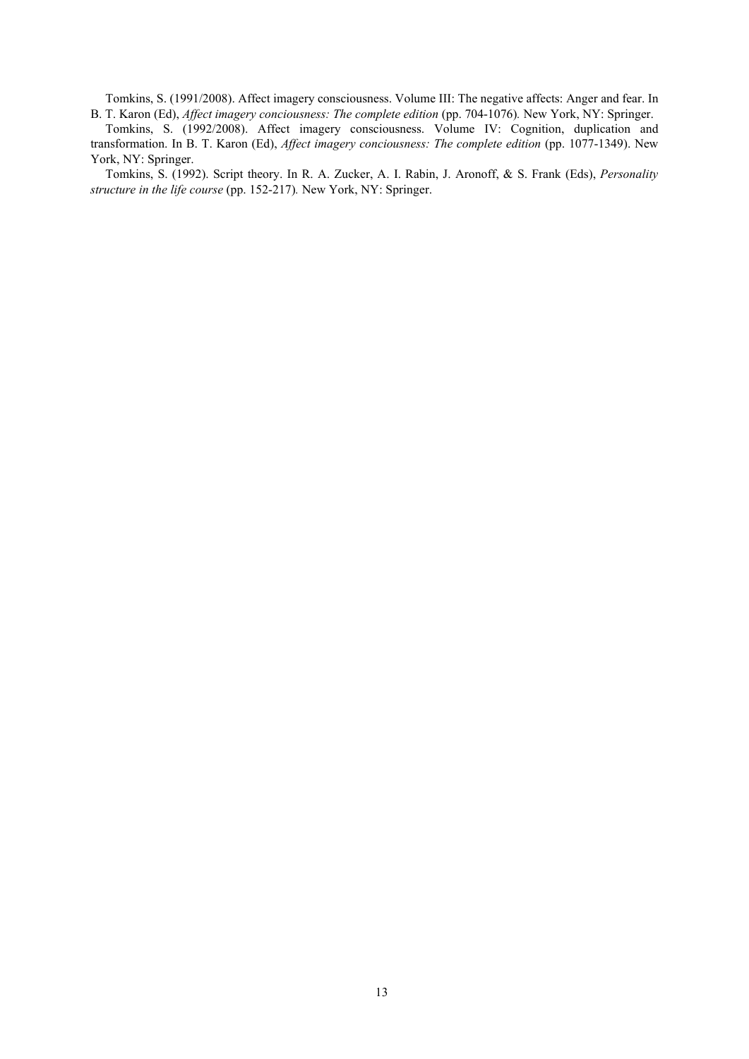Tomkins, S. (1991/2008). Affect imagery consciousness. Volume III: The negative affects: Anger and fear. In B. T. Karon (Ed), *Affect imagery conciousness: The complete edition* (pp. 704-1076)*.* New York, NY: Springer.

Tomkins, S. (1992/2008). Affect imagery consciousness. Volume IV: Cognition, duplication and transformation. In B. T. Karon (Ed), *Affect imagery conciousness: The complete edition* (pp. 1077-1349). New York, NY: Springer.

Tomkins, S. (1992). Script theory. In R. A. Zucker, A. I. Rabin, J. Aronoff, & S. Frank (Eds), *Personality structure in the life course* (pp. 152-217)*.* New York, NY: Springer.